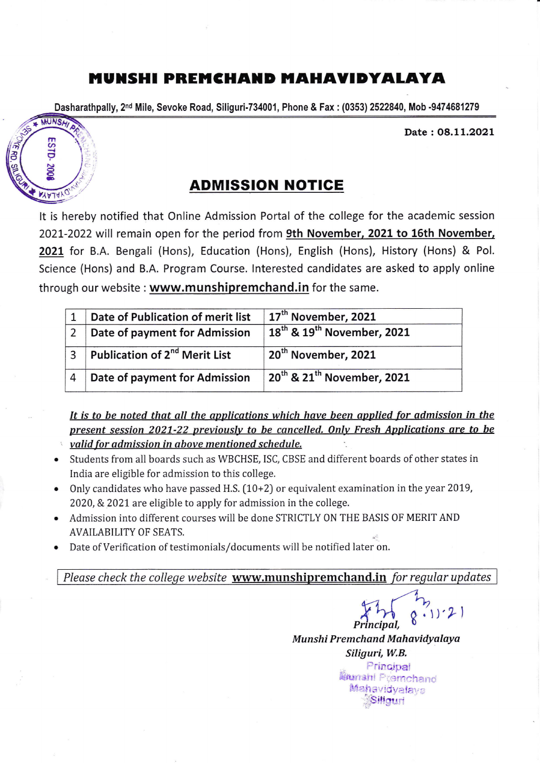# MUNSHI PREMCHAND MAHAVIDYALAYA

Dasharathpally, 2nd Mile, Sevoke Road, Siliguri-734001, Phone & Fax : (0353) 2522840, Mob -9474681279

**Date : 08.11.2021**

## ADMISSION NOTICE

It is hereby notified that Online Admission Portal of the college for the academic session 2021-2022 will remain open for the period from **9th November, 2021 to 16th November, 2021** for B.A. Bengali (Hons), Education (Hons), English (Hons), History (Hons) & Pol. Science (Hons) and B.A. Program Course. Interested candidates are asked to apply online through our website : **www.munshipremchand.in** for the same.

| | | |
|---|---|---|
| 1 | Date of Publication of merit list | 17th November, 2021 |
| 2 | Date of payment for Admission | 18th & 19th November, 2021 |
| 3 | Publication of 2nd Merit List | 20th November, 2021 |
| 4 | Date of payment for Admission | 20th & 21st November, 2021 |

***It is to be noted that all the applications which have been applied for admission in the present session 2021-22 previously to be cancelled. Only Fresh Applications are to be valid for admission in above mentioned schedule.***

- Students from all boards such as WBCHSE, ISC, CBSE and different boards of other states in India are eligible for admission to this college.
- Only candidates who have passed H.S. (10+2) or equivalent examination in the year 2019, 2020, & 2021 are eligible to apply for admission in the college.
- Admission into different courses will be done STRICTLY ON THE BASIS OF MERIT AND AVAILABILITY OF SEATS.
- Date of Verification of testimonials/documents will be notified later on.

*Please check the college website* **www.munshipremchand.in** *for regular updates*

8.11.21

*Principal,*
*Munshi Premchand Mahavidyalaya*
*Siliguri, W.B.*

Principal
Munshi Premchand
Mahavidyalaya
Siliguri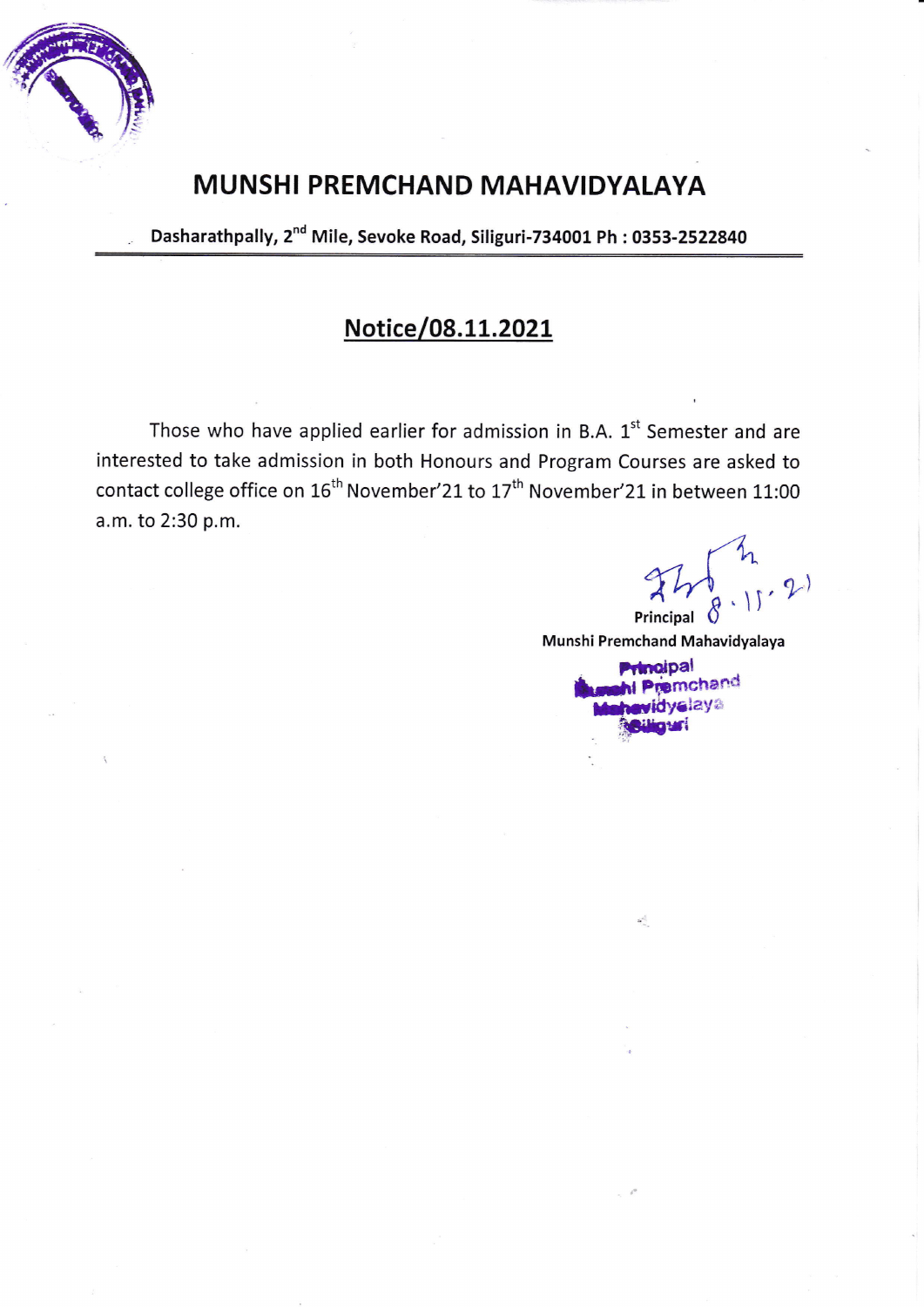# MUNSHI PREMCHAND MAHAVIDYALAYA

**Dasharathpally, 2nd Mile, Sevoke Road, Siliguri-734001 Ph : 0353-2522840**

## Notice/08.11.2021

Those who have applied earlier for admission in B.A. 1st Semester and are interested to take admission in both Honours and Program Courses are asked to contact college office on 16th November'21 to 17th November'21 in between 11:00 a.m. to 2:30 p.m.

8.11.21

Principal
Munshi Premchand Mahavidyalaya

Principal
Munshi Premchand
Mahavidyalaya
Siliguri